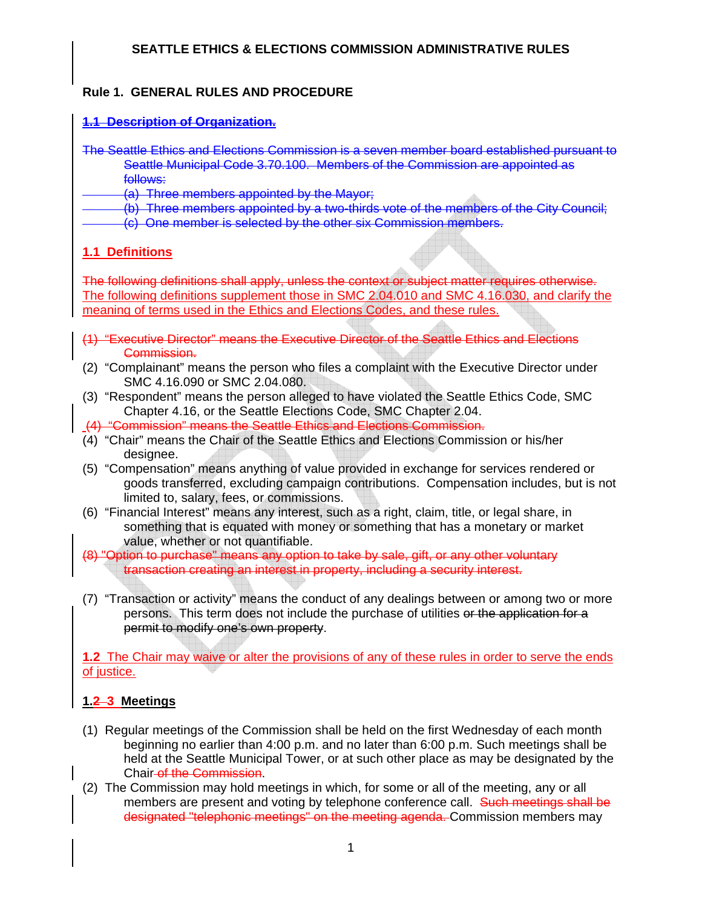## SEATTLE ETHICS & ELECTIONS COMMISSION ADMINISTRATIVE RULES

### Rule 1. GENERAL RULES AND PROCEDURE

~~**1.1 Description of Organization.**~~

~~The Seattle Ethics and Elections Commission is a seven member board established pursuant to Seattle Municipal Code 3.70.100. Members of the Commission are appointed as follows:~~

~~(a) Three members appointed by the Mayor;~~

~~(b) Three members appointed by a two-thirds vote of the members of the City Council;~~

~~(c) One member is selected by the other six Commission members.~~

**1.1 Definitions**

~~The following definitions shall apply, unless the context or subject matter requires otherwise.~~ The following definitions supplement those in SMC 2.04.010 and SMC 4.16.030, and clarify the meaning of terms used in the Ethics and Elections Codes, and these rules.

~~(1) "Executive Director" means the Executive Director of the Seattle Ethics and Elections Commission.~~

(2) "Complainant" means the person who files a complaint with the Executive Director under SMC 4.16.090 or SMC 2.04.080.

(3) "Respondent" means the person alleged to have violated the Seattle Ethics Code, SMC Chapter 4.16, or the Seattle Elections Code, SMC Chapter 2.04.

~~(4) "Commission" means the Seattle Ethics and Elections Commission.~~

(4) "Chair" means the Chair of the Seattle Ethics and Elections Commission or his/her designee.

(5) "Compensation" means anything of value provided in exchange for services rendered or goods transferred, excluding campaign contributions. Compensation includes, but is not limited to, salary, fees, or commissions.

(6) "Financial Interest" means any interest, such as a right, claim, title, or legal share, in something that is equated with money or something that has a monetary or market value, whether or not quantifiable.

~~(8) "Option to purchase" means any option to take by sale, gift, or any other voluntary transaction creating an interest in property, including a security interest.~~

(7) "Transaction or activity" means the conduct of any dealings between or among two or more persons. This term does not include the purchase of utilities ~~or the application for a permit to modify one's own property~~.

**1.2** The Chair may waive or alter the provisions of any of these rules in order to serve the ends of justice.

**1.~~2~~ 3 Meetings**

(1) Regular meetings of the Commission shall be held on the first Wednesday of each month beginning no earlier than 4:00 p.m. and no later than 6:00 p.m. Such meetings shall be held at the Seattle Municipal Tower, or at such other place as may be designated by the Chair ~~of the Commission~~.

(2) The Commission may hold meetings in which, for some or all of the meeting, any or all members are present and voting by telephone conference call. ~~Such meetings shall be designated "telephonic meetings" on the meeting agenda.~~ Commission members may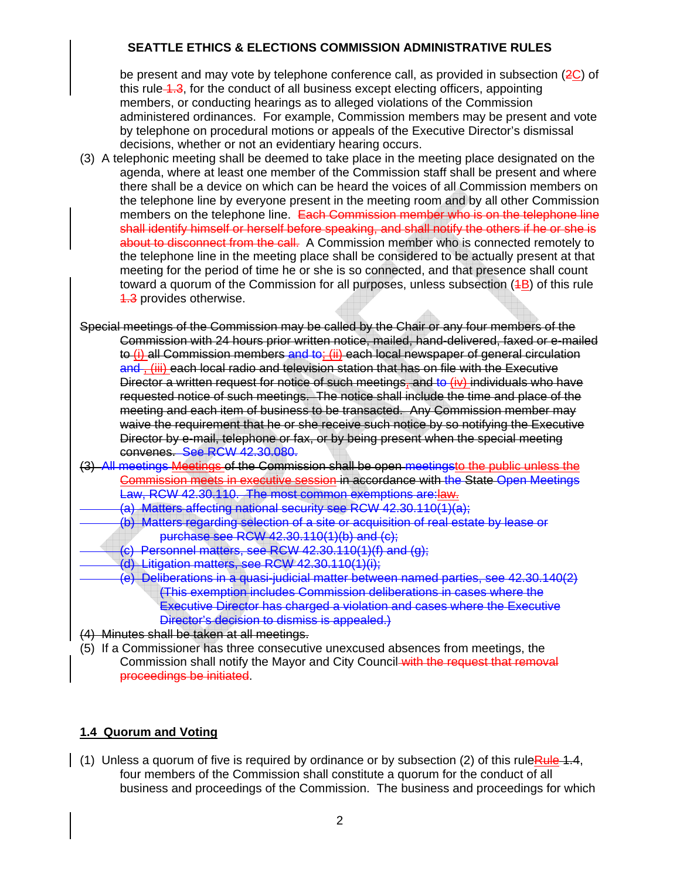be present and may vote by telephone conference call, as provided in subsection (~~2~~C) of this rule ~~1.3~~, for the conduct of all business except electing officers, appointing members, or conducting hearings as to alleged violations of the Commission administered ordinances. For example, Commission members may be present and vote by telephone on procedural motions or appeals of the Executive Director's dismissal decisions, whether or not an evidentiary hearing occurs.

(3) A telephonic meeting shall be deemed to take place in the meeting place designated on the agenda, where at least one member of the Commission staff shall be present and where there shall be a device on which can be heard the voices of all Commission members on the telephone line by everyone present in the meeting room and by all other Commission members on the telephone line. ~~Each Commission member who is on the telephone line shall identify himself or herself before speaking, and shall notify the others if he or she is about to disconnect from the call.~~ A Commission member who is connected remotely to the telephone line in the meeting place shall be considered to be actually present at that meeting for the period of time he or she is so connected, and that presence shall count toward a quorum of the Commission for all purposes, unless subsection (~~1~~B) of this rule ~~1.3~~ provides otherwise.

~~Special meetings of the Commission may be called by the Chair or any four members of the Commission with 24 hours prior written notice, mailed, hand-delivered, faxed or e-mailed to (i) all Commission members and to; (ii) each local newspaper of general circulation and , (iii) each local radio and television station that has on file with the Executive Director a written request for notice of such meetings, and to (iv) individuals who have requested notice of such meetings. The notice shall include the time and place of the meeting and each item of business to be transacted. Any Commission member may waive the requirement that he or she receive such notice by so notifying the Executive Director by e-mail, telephone or fax, or by being present when the special meeting convenes. See RCW 42.30.080.~~

~~(3) All meetings Meetings of the Commission shall be open meetingsto the public unless the Commission meets in executive session in accordance with the State Open Meetings Law, RCW 42.30.110. The most common exemptions are:law.~~

~~(a) Matters affecting national security see RCW 42.30.110(1)(a);~~

~~(b) Matters regarding selection of a site or acquisition of real estate by lease or purchase see RCW 42.30.110(1)(b) and (c);~~

~~(c) Personnel matters, see RCW 42.30.110(1)(f) and (g);~~

~~(d) Litigation matters, see RCW 42.30.110(1)(i);~~

~~(e) Deliberations in a quasi-judicial matter between named parties, see 42.30.140(2) (This exemption includes Commission deliberations in cases where the Executive Director has charged a violation and cases where the Executive Director's decision to dismiss is appealed.)~~

~~(4) Minutes shall be taken at all meetings.~~

(5) If a Commissioner has three consecutive unexcused absences from meetings, the Commission shall notify the Mayor and City Council ~~with the request that removal proceedings be initiated~~.

## 1.4 Quorum and Voting

(1) Unless a quorum of five is required by ordinance or by subsection (2) of this rule~~Rule 1.4~~, four members of the Commission shall constitute a quorum for the conduct of all business and proceedings of the Commission. The business and proceedings for which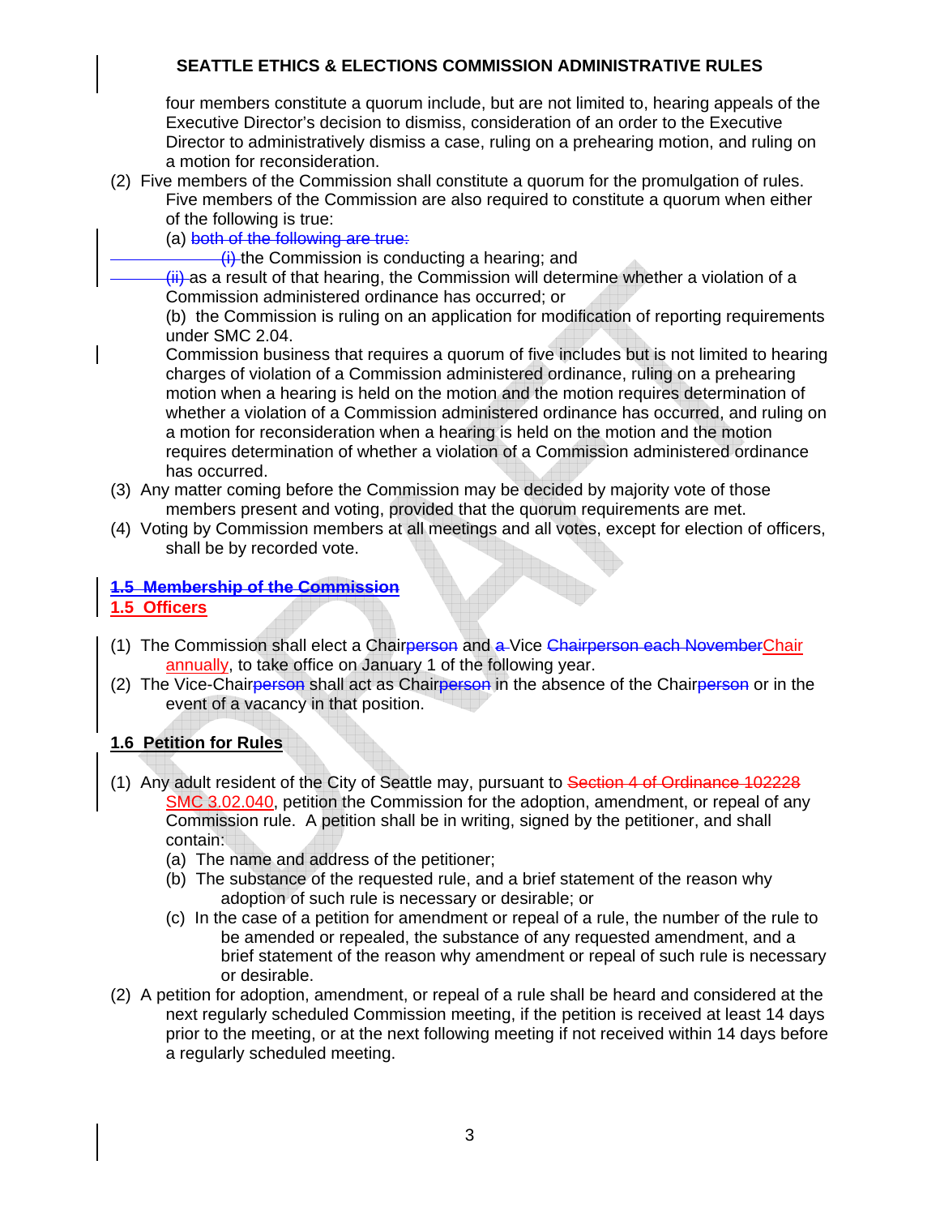four members constitute a quorum include, but are not limited to, hearing appeals of the Executive Director's decision to dismiss, consideration of an order to the Executive Director to administratively dismiss a case, ruling on a prehearing motion, and ruling on a motion for reconsideration.

(2) Five members of the Commission shall constitute a quorum for the promulgation of rules. Five members of the Commission are also required to constitute a quorum when either of the following is true:

(a) ~~both of the following are true:~~

~~(i)~~ the Commission is conducting a hearing; and

~~(ii)~~ as a result of that hearing, the Commission will determine whether a violation of a Commission administered ordinance has occurred; or

(b) the Commission is ruling on an application for modification of reporting requirements under SMC 2.04.

Commission business that requires a quorum of five includes but is not limited to hearing charges of violation of a Commission administered ordinance, ruling on a prehearing motion when a hearing is held on the motion and the motion requires determination of whether a violation of a Commission administered ordinance has occurred, and ruling on a motion for reconsideration when a hearing is held on the motion and the motion requires determination of whether a violation of a Commission administered ordinance has occurred.

(3) Any matter coming before the Commission may be decided by majority vote of those members present and voting, provided that the quorum requirements are met.

(4) Voting by Commission members at all meetings and all votes, except for election of officers, shall be by recorded vote.

## ~~1.5 Membership of the Commission~~

## 1.5 Officers

(1) The Commission shall elect a Chair~~person~~ and ~~a~~ Vice ~~Chairperson each November~~Chair annually, to take office on January 1 of the following year.

(2) The Vice-Chair~~person~~ shall act as Chair~~person~~ in the absence of the Chair~~person~~ or in the event of a vacancy in that position.

## 1.6 Petition for Rules

(1) Any adult resident of the City of Seattle may, pursuant to ~~Section 4 of Ordinance 102228~~ SMC 3.02.040, petition the Commission for the adoption, amendment, or repeal of any Commission rule. A petition shall be in writing, signed by the petitioner, and shall contain:

(a) The name and address of the petitioner;

(b) The substance of the requested rule, and a brief statement of the reason why adoption of such rule is necessary or desirable; or

(c) In the case of a petition for amendment or repeal of a rule, the number of the rule to be amended or repealed, the substance of any requested amendment, and a brief statement of the reason why amendment or repeal of such rule is necessary or desirable.

(2) A petition for adoption, amendment, or repeal of a rule shall be heard and considered at the next regularly scheduled Commission meeting, if the petition is received at least 14 days prior to the meeting, or at the next following meeting if not received within 14 days before a regularly scheduled meeting.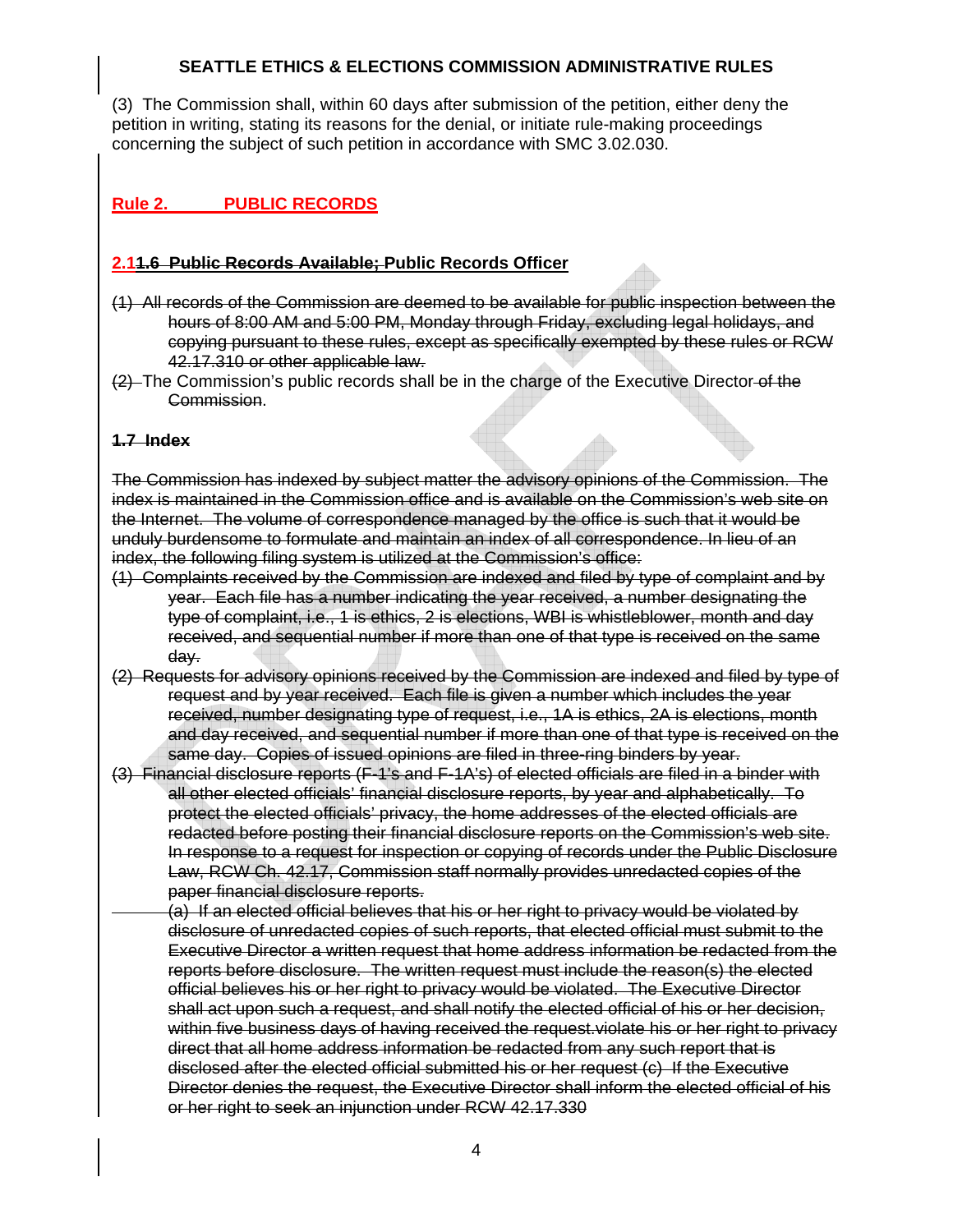(3) The Commission shall, within 60 days after submission of the petition, either deny the petition in writing, stating its reasons for the denial, or initiate rule-making proceedings concerning the subject of such petition in accordance with SMC 3.02.030.

## Rule 2. PUBLIC RECORDS

### 2.1~~1.6~~ Public Records Available; Public Records Officer

~~(1) All records of the Commission are deemed to be available for public inspection between the hours of 8:00 AM and 5:00 PM, Monday through Friday, excluding legal holidays, and copying pursuant to these rules, except as specifically exempted by these rules or RCW 42.17.310 or other applicable law.~~

~~(2)~~ The Commission's public records shall be in the charge of the Executive Director ~~of the Commission~~.

### ~~1.7 Index~~

~~The Commission has indexed by subject matter the advisory opinions of the Commission. The index is maintained in the Commission office and is available on the Commission's web site on the Internet. The volume of correspondence managed by the office is such that it would be unduly burdensome to formulate and maintain an index of all correspondence. In lieu of an index, the following filing system is utilized at the Commission's office:~~

~~(1) Complaints received by the Commission are indexed and filed by type of complaint and by year. Each file has a number indicating the year received, a number designating the type of complaint, i.e., 1 is ethics, 2 is elections, WBI is whistleblower, month and day received, and sequential number if more than one of that type is received on the same day.~~

~~(2) Requests for advisory opinions received by the Commission are indexed and filed by type of request and by year received. Each file is given a number which includes the year received, number designating type of request, i.e., 1A is ethics, 2A is elections, month and day received, and sequential number if more than one of that type is received on the same day. Copies of issued opinions are filed in three-ring binders by year.~~

~~(3) Financial disclosure reports (F-1's and F-1A's) of elected officials are filed in a binder with all other elected officials' financial disclosure reports, by year and alphabetically. To protect the elected officials' privacy, the home addresses of the elected officials are redacted before posting their financial disclosure reports on the Commission's web site. In response to a request for inspection or copying of records under the Public Disclosure Law, RCW Ch. 42.17, Commission staff normally provides unredacted copies of the paper financial disclosure reports.~~

~~(a) If an elected official believes that his or her right to privacy would be violated by disclosure of unredacted copies of such reports, that elected official must submit to the Executive Director a written request that home address information be redacted from the reports before disclosure. The written request must include the reason(s) the elected official believes his or her right to privacy would be violated. The Executive Director shall act upon such a request, and shall notify the elected official of his or her decision, within five business days of having received the request.violate his or her right to privacy direct that all home address information be redacted from any such report that is disclosed after the elected official submitted his or her request (c) If the Executive Director denies the request, the Executive Director shall inform the elected official of his or her right to seek an injunction under RCW 42.17.330~~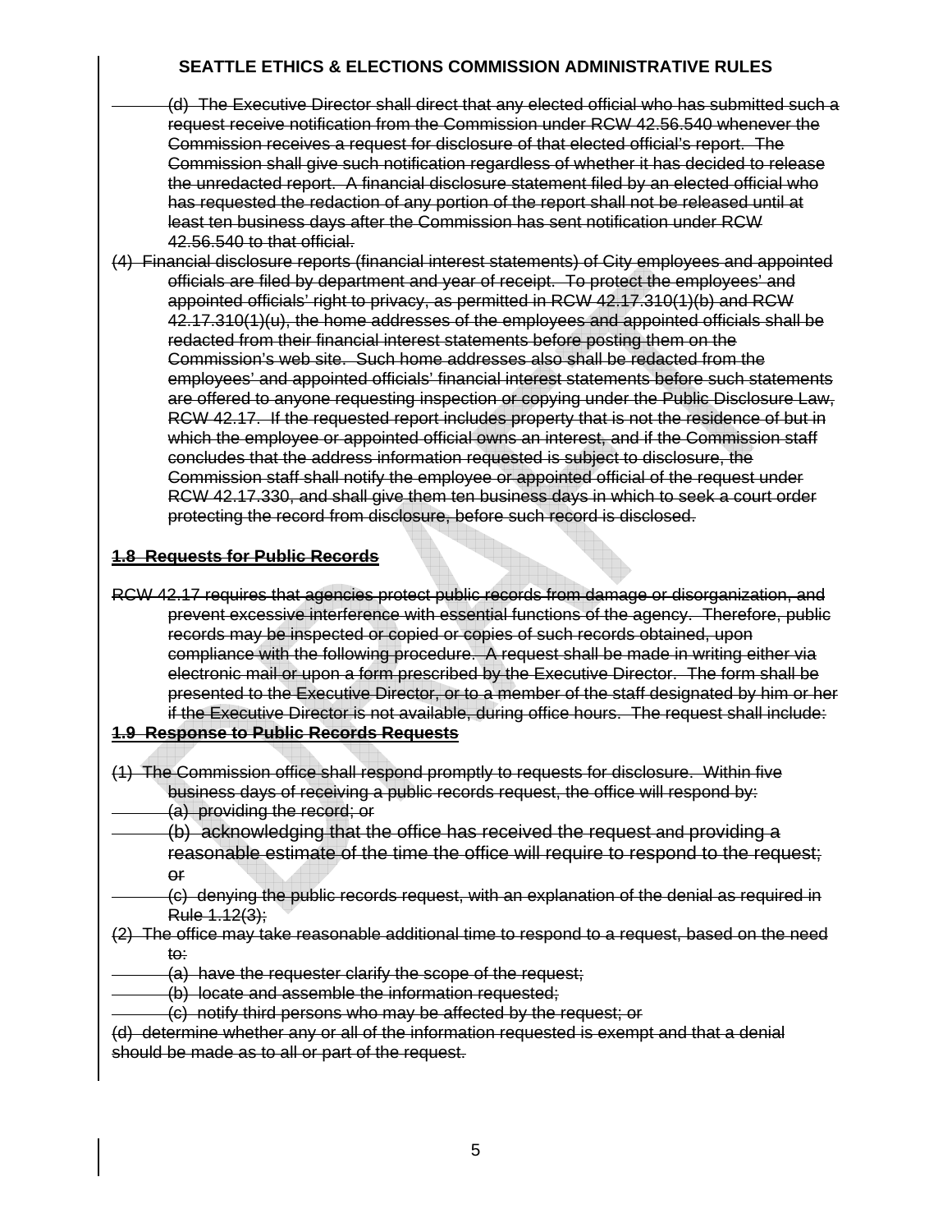(d) The Executive Director shall direct that any elected official who has submitted such a request receive notification from the Commission under RCW 42.56.540 whenever the Commission receives a request for disclosure of that elected official's report. The Commission shall give such notification regardless of whether it has decided to release the unredacted report. A financial disclosure statement filed by an elected official who has requested the redaction of any portion of the report shall not be released until at least ten business days after the Commission has sent notification under RCW 42.56.540 to that official.

(4) Financial disclosure reports (financial interest statements) of City employees and appointed officials are filed by department and year of receipt. To protect the employees' and appointed officials' right to privacy, as permitted in RCW 42.17.310(1)(b) and RCW 42.17.310(1)(u), the home addresses of the employees and appointed officials shall be redacted from their financial interest statements before posting them on the Commission's web site. Such home addresses also shall be redacted from the employees' and appointed officials' financial interest statements before such statements are offered to anyone requesting inspection or copying under the Public Disclosure Law, RCW 42.17. If the requested report includes property that is not the residence of but in which the employee or appointed official owns an interest, and if the Commission staff concludes that the address information requested is subject to disclosure, the Commission staff shall notify the employee or appointed official of the request under RCW 42.17.330, and shall give them ten business days in which to seek a court order protecting the record from disclosure, before such record is disclosed.

**1.8 Requests for Public Records**

RCW 42.17 requires that agencies protect public records from damage or disorganization, and prevent excessive interference with essential functions of the agency. Therefore, public records may be inspected or copied or copies of such records obtained, upon compliance with the following procedure. A request shall be made in writing either via electronic mail or upon a form prescribed by the Executive Director. The form shall be presented to the Executive Director, or to a member of the staff designated by him or her if the Executive Director is not available, during office hours. The request shall include:

**1.9 Response to Public Records Requests**

(1) The Commission office shall respond promptly to requests for disclosure. Within five business days of receiving a public records request, the office will respond by:

(a) providing the record; or

(b) acknowledging that the office has received the request and providing a reasonable estimate of the time the office will require to respond to the request; or

(c) denying the public records request, with an explanation of the denial as required in Rule 1.12(3);

(2) The office may take reasonable additional time to respond to a request, based on the need to:

(a) have the requester clarify the scope of the request;

(b) locate and assemble the information requested;

(c) notify third persons who may be affected by the request; or

(d) determine whether any or all of the information requested is exempt and that a denial should be made as to all or part of the request.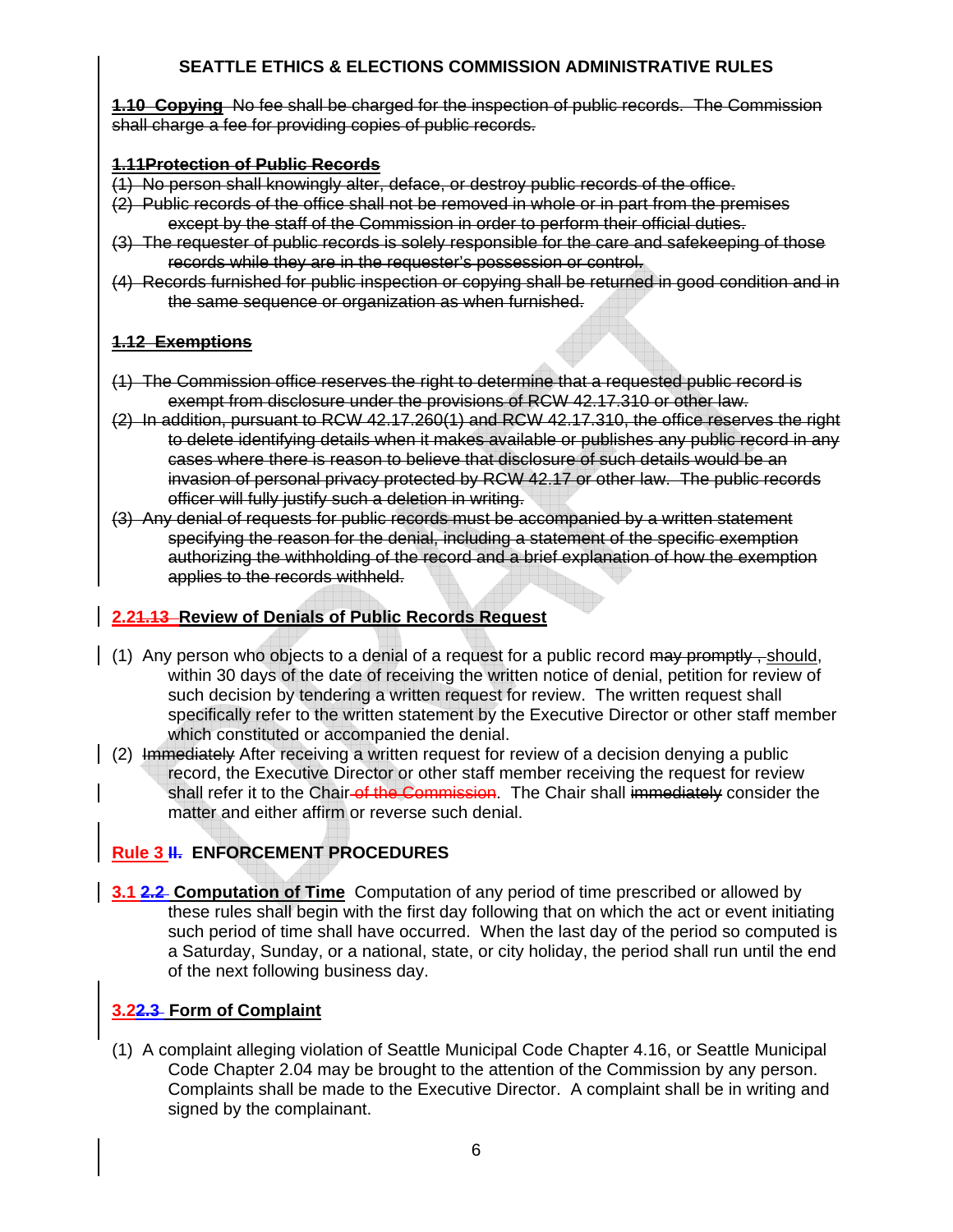SEATTLE ETHICS & ELECTIONS COMMISSION ADMINISTRATIVE RULES

~~**1.10 Copying** No fee shall be charged for the inspection of public records. The Commission shall charge a fee for providing copies of public records.~~

~~**1.11Protection of Public Records**~~

~~(1) No person shall knowingly alter, deface, or destroy public records of the office.~~
~~(2) Public records of the office shall not be removed in whole or in part from the premises except by the staff of the Commission in order to perform their official duties.~~
~~(3) The requester of public records is solely responsible for the care and safekeeping of those records while they are in the requester's possession or control.~~
~~(4) Records furnished for public inspection or copying shall be returned in good condition and in the same sequence or organization as when furnished.~~

~~**1.12 Exemptions**~~

~~(1) The Commission office reserves the right to determine that a requested public record is exempt from disclosure under the provisions of RCW 42.17.310 or other law.~~
~~(2) In addition, pursuant to RCW 42.17.260(1) and RCW 42.17.310, the office reserves the right to delete identifying details when it makes available or publishes any public record in any cases where there is reason to believe that disclosure of such details would be an invasion of personal privacy protected by RCW 42.17 or other law. The public records officer will fully justify such a deletion in writing.~~
~~(3) Any denial of requests for public records must be accompanied by a written statement specifying the reason for the denial, including a statement of the specific exemption authorizing the withholding of the record and a brief explanation of how the exemption applies to the records withheld.~~

**2.2~~1.13~~ Review of Denials of Public Records Request**

(1) Any person who objects to a denial of a request for a public record ~~may promptly ,~~ should, within 30 days of the date of receiving the written notice of denial, petition for review of such decision by tendering a written request for review. The written request shall specifically refer to the written statement by the Executive Director or other staff member which constituted or accompanied the denial.
(2) ~~Immediately~~ After receiving a written request for review of a decision denying a public record, the Executive Director or other staff member receiving the request for review shall refer it to the Chair ~~of the Commission~~. The Chair shall ~~immediately~~ consider the matter and either affirm or reverse such denial.

**Rule 3 ~~II.~~ ENFORCEMENT PROCEDURES**

**3.1 ~~2.2~~ Computation of Time** Computation of any period of time prescribed or allowed by these rules shall begin with the first day following that on which the act or event initiating such period of time shall have occurred. When the last day of the period so computed is a Saturday, Sunday, or a national, state, or city holiday, the period shall run until the end of the next following business day.

**3.2~~2.3~~ Form of Complaint**

(1) A complaint alleging violation of Seattle Municipal Code Chapter 4.16, or Seattle Municipal Code Chapter 2.04 may be brought to the attention of the Commission by any person. Complaints shall be made to the Executive Director. A complaint shall be in writing and signed by the complainant.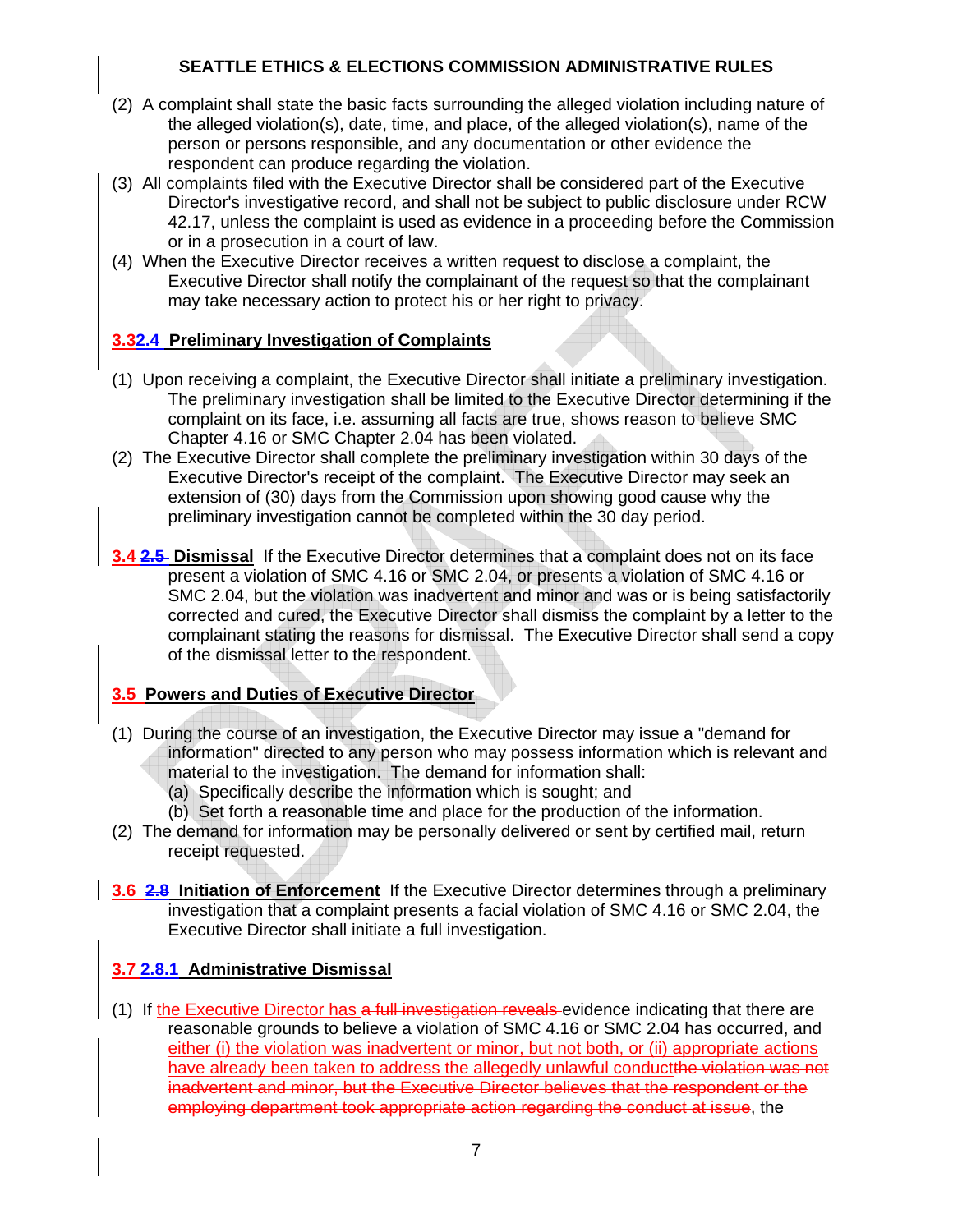(2) A complaint shall state the basic facts surrounding the alleged violation including nature of the alleged violation(s), date, time, and place, of the alleged violation(s), name of the person or persons responsible, and any documentation or other evidence the respondent can produce regarding the violation.

(3) All complaints filed with the Executive Director shall be considered part of the Executive Director's investigative record, and shall not be subject to public disclosure under RCW 42.17, unless the complaint is used as evidence in a proceeding before the Commission or in a prosecution in a court of law.

(4) When the Executive Director receives a written request to disclose a complaint, the Executive Director shall notify the complainant of the request so that the complainant may take necessary action to protect his or her right to privacy.

**3.3 ~~2.4~~ Preliminary Investigation of Complaints**

(1) Upon receiving a complaint, the Executive Director shall initiate a preliminary investigation. The preliminary investigation shall be limited to the Executive Director determining if the complaint on its face, i.e. assuming all facts are true, shows reason to believe SMC Chapter 4.16 or SMC Chapter 2.04 has been violated.

(2) The Executive Director shall complete the preliminary investigation within 30 days of the Executive Director's receipt of the complaint. The Executive Director may seek an extension of (30) days from the Commission upon showing good cause why the preliminary investigation cannot be completed within the 30 day period.

**3.4 ~~2.5~~ Dismissal** If the Executive Director determines that a complaint does not on its face present a violation of SMC 4.16 or SMC 2.04, or presents a violation of SMC 4.16 or SMC 2.04, but the violation was inadvertent and minor and was or is being satisfactorily corrected and cured, the Executive Director shall dismiss the complaint by a letter to the complainant stating the reasons for dismissal. The Executive Director shall send a copy of the dismissal letter to the respondent.

**3.5 Powers and Duties of Executive Director**

(1) During the course of an investigation, the Executive Director may issue a "demand for information" directed to any person who may possess information which is relevant and material to the investigation. The demand for information shall:
   (a) Specifically describe the information which is sought; and
   (b) Set forth a reasonable time and place for the production of the information.

(2) The demand for information may be personally delivered or sent by certified mail, return receipt requested.

**3.6 ~~2.8~~ Initiation of Enforcement** If the Executive Director determines through a preliminary investigation that a complaint presents a facial violation of SMC 4.16 or SMC 2.04, the Executive Director shall initiate a full investigation.

**3.7 ~~2.8.1~~ Administrative Dismissal**

(1) If the Executive Director has ~~a full investigation reveals~~ evidence indicating that there are reasonable grounds to believe a violation of SMC 4.16 or SMC 2.04 has occurred, and either (i) the violation was inadvertent or minor, but not both, or (ii) appropriate actions have already been taken to address the allegedly unlawful conduct~~the violation was not inadvertent and minor, but the Executive Director believes that the respondent or the employing department took appropriate action regarding the conduct at issue~~, the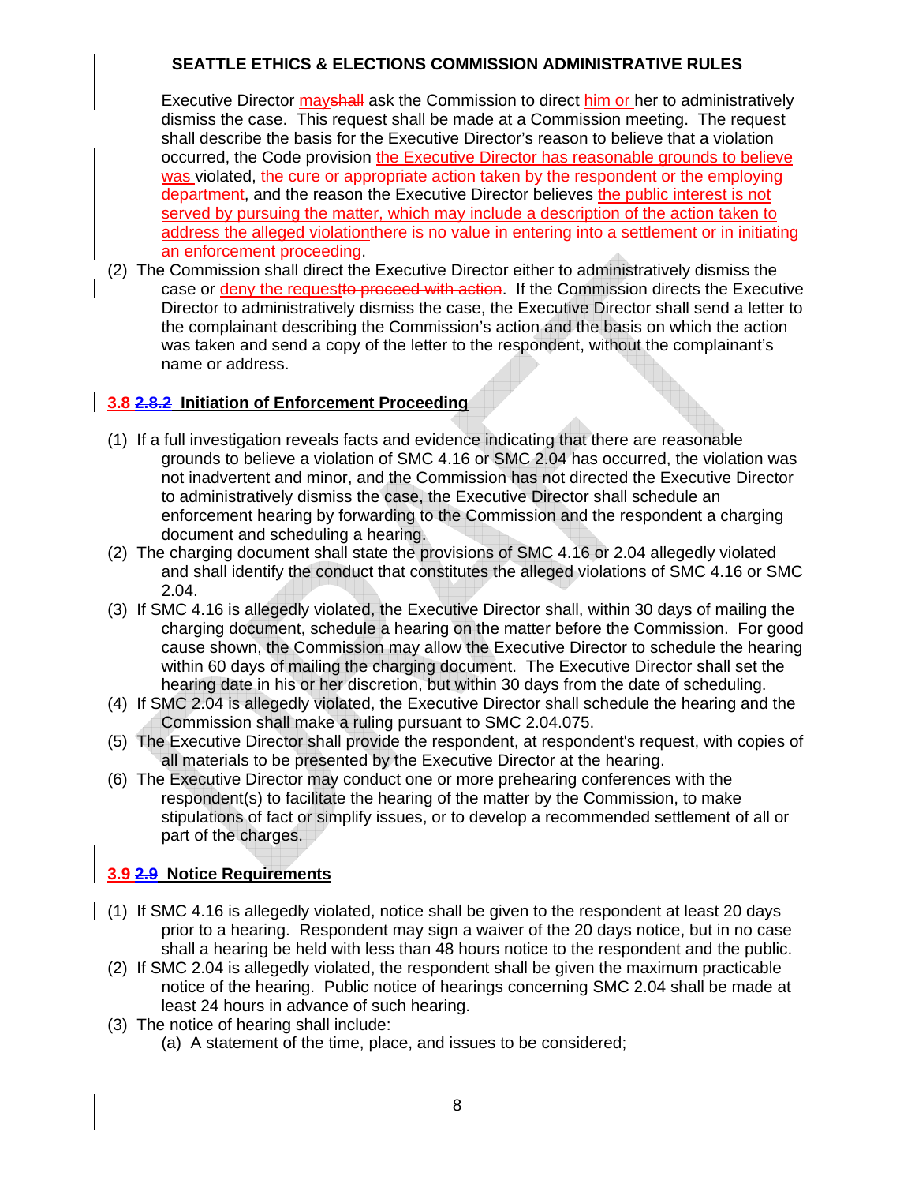Executive Director may~~shall~~ ask the Commission to direct him or her to administratively dismiss the case. This request shall be made at a Commission meeting. The request shall describe the basis for the Executive Director's reason to believe that a violation occurred, the Code provision the Executive Director has reasonable grounds to believe was violated, ~~the cure or appropriate action taken by the respondent or the employing department~~, and the reason the Executive Director believes the public interest is not served by pursuing the matter, which may include a description of the action taken to address the alleged violation~~there is no value in entering into a settlement or in initiating an enforcement proceeding~~.

(2) The Commission shall direct the Executive Director either to administratively dismiss the case or deny the request~~to proceed with action~~. If the Commission directs the Executive Director to administratively dismiss the case, the Executive Director shall send a letter to the complainant describing the Commission's action and the basis on which the action was taken and send a copy of the letter to the respondent, without the complainant's name or address.

### 3.8 ~~2.8.2~~ Initiation of Enforcement Proceeding

(1) If a full investigation reveals facts and evidence indicating that there are reasonable grounds to believe a violation of SMC 4.16 or SMC 2.04 has occurred, the violation was not inadvertent and minor, and the Commission has not directed the Executive Director to administratively dismiss the case, the Executive Director shall schedule an enforcement hearing by forwarding to the Commission and the respondent a charging document and scheduling a hearing.

(2) The charging document shall state the provisions of SMC 4.16 or 2.04 allegedly violated and shall identify the conduct that constitutes the alleged violations of SMC 4.16 or SMC 2.04.

(3) If SMC 4.16 is allegedly violated, the Executive Director shall, within 30 days of mailing the charging document, schedule a hearing on the matter before the Commission. For good cause shown, the Commission may allow the Executive Director to schedule the hearing within 60 days of mailing the charging document. The Executive Director shall set the hearing date in his or her discretion, but within 30 days from the date of scheduling.

(4) If SMC 2.04 is allegedly violated, the Executive Director shall schedule the hearing and the Commission shall make a ruling pursuant to SMC 2.04.075.

(5) The Executive Director shall provide the respondent, at respondent's request, with copies of all materials to be presented by the Executive Director at the hearing.

(6) The Executive Director may conduct one or more prehearing conferences with the respondent(s) to facilitate the hearing of the matter by the Commission, to make stipulations of fact or simplify issues, or to develop a recommended settlement of all or part of the charges.

### 3.9 ~~2.9~~ Notice Requirements

(1) If SMC 4.16 is allegedly violated, notice shall be given to the respondent at least 20 days prior to a hearing. Respondent may sign a waiver of the 20 days notice, but in no case shall a hearing be held with less than 48 hours notice to the respondent and the public.

(2) If SMC 2.04 is allegedly violated, the respondent shall be given the maximum practicable notice of the hearing. Public notice of hearings concerning SMC 2.04 shall be made at least 24 hours in advance of such hearing.

(3) The notice of hearing shall include:

(a) A statement of the time, place, and issues to be considered;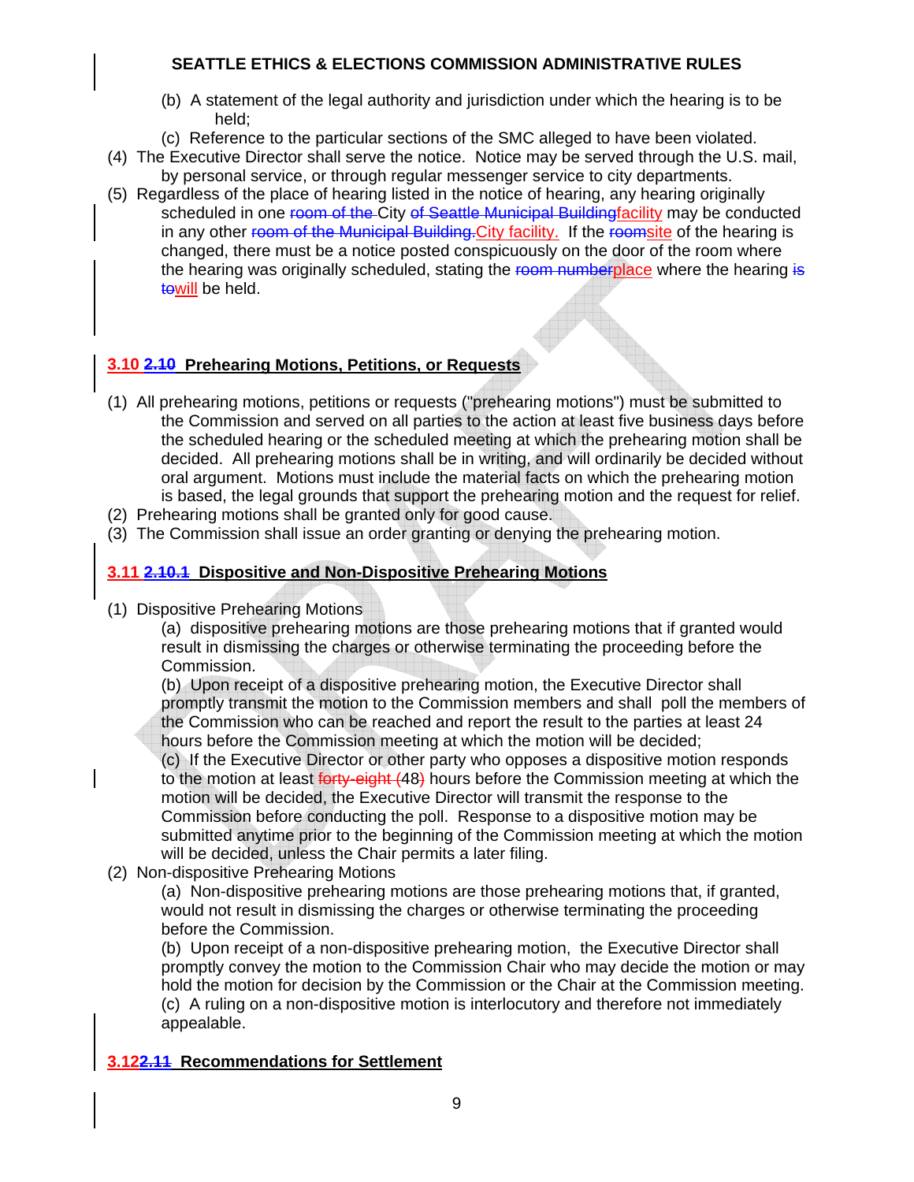(b) A statement of the legal authority and jurisdiction under which the hearing is to be held;

(c) Reference to the particular sections of the SMC alleged to have been violated.

(4) The Executive Director shall serve the notice. Notice may be served through the U.S. mail, by personal service, or through regular messenger service to city departments.

(5) Regardless of the place of hearing listed in the notice of hearing, any hearing originally scheduled in one ~~room of the~~ City ~~of Seattle Municipal Building~~facility may be conducted in any other ~~room of the Municipal Building.~~City facility. If the ~~room~~site of the hearing is changed, there must be a notice posted conspicuously on the door of the room where the hearing was originally scheduled, stating the ~~room number~~place where the hearing ~~is to~~will be held.

## 3.10 ~~2.10~~ Prehearing Motions, Petitions, or Requests

(1) All prehearing motions, petitions or requests ("prehearing motions") must be submitted to the Commission and served on all parties to the action at least five business days before the scheduled hearing or the scheduled meeting at which the prehearing motion shall be decided. All prehearing motions shall be in writing, and will ordinarily be decided without oral argument. Motions must include the material facts on which the prehearing motion is based, the legal grounds that support the prehearing motion and the request for relief.

(2) Prehearing motions shall be granted only for good cause.

(3) The Commission shall issue an order granting or denying the prehearing motion.

## 3.11 ~~2.10.1~~ Dispositive and Non-Dispositive Prehearing Motions

(1) Dispositive Prehearing Motions

(a) dispositive prehearing motions are those prehearing motions that if granted would result in dismissing the charges or otherwise terminating the proceeding before the Commission.

(b) Upon receipt of a dispositive prehearing motion, the Executive Director shall promptly transmit the motion to the Commission members and shall poll the members of the Commission who can be reached and report the result to the parties at least 24 hours before the Commission meeting at which the motion will be decided;

(c) If the Executive Director or other party who opposes a dispositive motion responds to the motion at least ~~forty-eight (~~48~~)~~ hours before the Commission meeting at which the motion will be decided, the Executive Director will transmit the response to the Commission before conducting the poll. Response to a dispositive motion may be submitted anytime prior to the beginning of the Commission meeting at which the motion will be decided, unless the Chair permits a later filing.

(2) Non-dispositive Prehearing Motions

(a) Non-dispositive prehearing motions are those prehearing motions that, if granted, would not result in dismissing the charges or otherwise terminating the proceeding before the Commission.

(b) Upon receipt of a non-dispositive prehearing motion, the Executive Director shall promptly convey the motion to the Commission Chair who may decide the motion or may hold the motion for decision by the Commission or the Chair at the Commission meeting.

(c) A ruling on a non-dispositive motion is interlocutory and therefore not immediately appealable.

## 3.12~~2.11~~ Recommendations for Settlement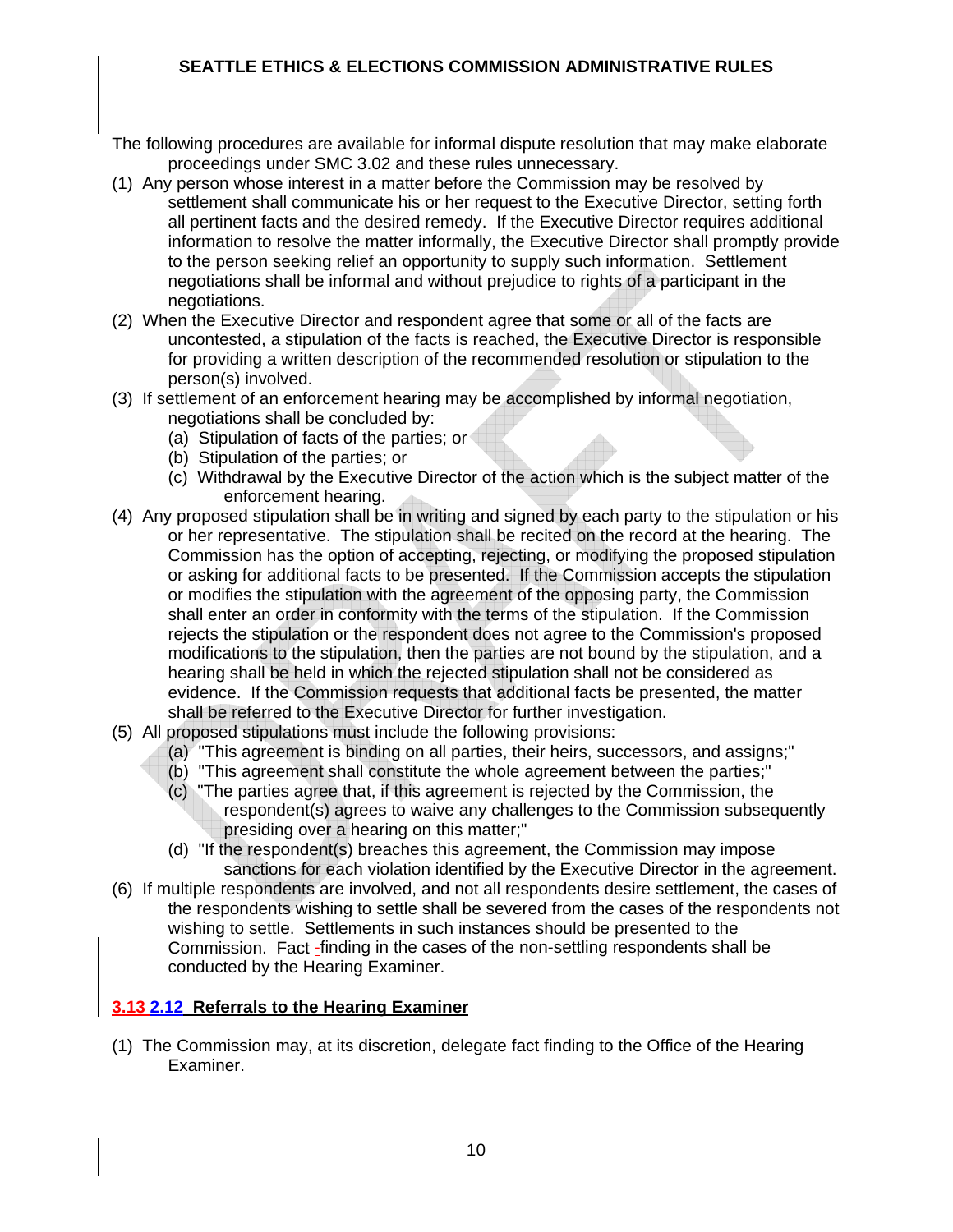The following procedures are available for informal dispute resolution that may make elaborate proceedings under SMC 3.02 and these rules unnecessary.

(1) Any person whose interest in a matter before the Commission may be resolved by settlement shall communicate his or her request to the Executive Director, setting forth all pertinent facts and the desired remedy. If the Executive Director requires additional information to resolve the matter informally, the Executive Director shall promptly provide to the person seeking relief an opportunity to supply such information. Settlement negotiations shall be informal and without prejudice to rights of a participant in the negotiations.

(2) When the Executive Director and respondent agree that some or all of the facts are uncontested, a stipulation of the facts is reached, the Executive Director is responsible for providing a written description of the recommended resolution or stipulation to the person(s) involved.

(3) If settlement of an enforcement hearing may be accomplished by informal negotiation, negotiations shall be concluded by:
   (a) Stipulation of facts of the parties; or
   (b) Stipulation of the parties; or
   (c) Withdrawal by the Executive Director of the action which is the subject matter of the enforcement hearing.

(4) Any proposed stipulation shall be in writing and signed by each party to the stipulation or his or her representative. The stipulation shall be recited on the record at the hearing. The Commission has the option of accepting, rejecting, or modifying the proposed stipulation or asking for additional facts to be presented. If the Commission accepts the stipulation or modifies the stipulation with the agreement of the opposing party, the Commission shall enter an order in conformity with the terms of the stipulation. If the Commission rejects the stipulation or the respondent does not agree to the Commission's proposed modifications to the stipulation, then the parties are not bound by the stipulation, and a hearing shall be held in which the rejected stipulation shall not be considered as evidence. If the Commission requests that additional facts be presented, the matter shall be referred to the Executive Director for further investigation.

(5) All proposed stipulations must include the following provisions:
   (a) "This agreement is binding on all parties, their heirs, successors, and assigns;"
   (b) "This agreement shall constitute the whole agreement between the parties;"
   (c) "The parties agree that, if this agreement is rejected by the Commission, the respondent(s) agrees to waive any challenges to the Commission subsequently presiding over a hearing on this matter;"
   (d) "If the respondent(s) breaches this agreement, the Commission may impose sanctions for each violation identified by the Executive Director in the agreement.

(6) If multiple respondents are involved, and not all respondents desire settlement, the cases of the respondents wishing to settle shall be severed from the cases of the respondents not wishing to settle. Settlements in such instances should be presented to the Commission. Fact-finding in the cases of the non-settling respondents shall be conducted by the Hearing Examiner.

## 3.13 ~~2.12~~ Referrals to the Hearing Examiner

(1) The Commission may, at its discretion, delegate fact finding to the Office of the Hearing Examiner.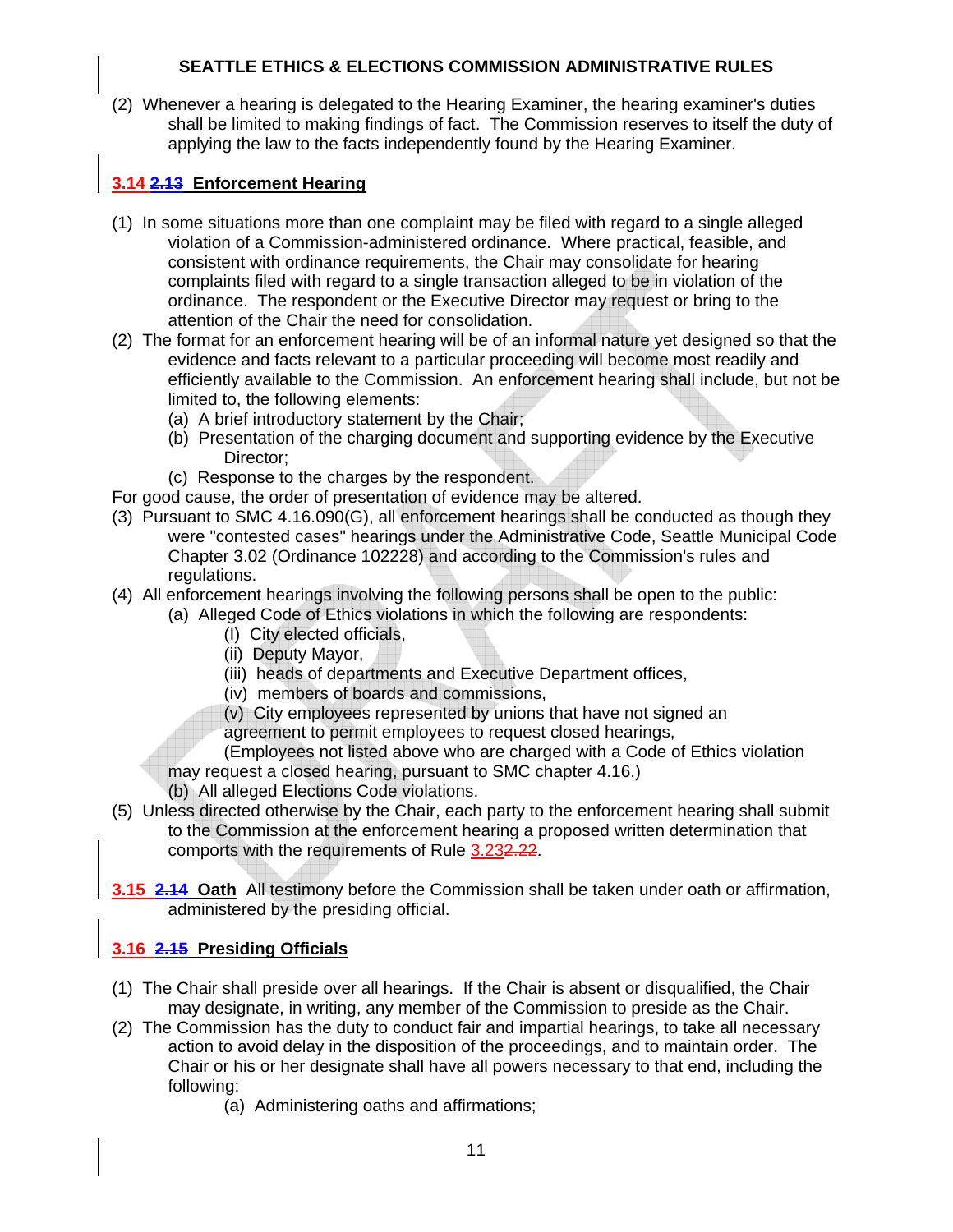(2) Whenever a hearing is delegated to the Hearing Examiner, the hearing examiner's duties shall be limited to making findings of fact. The Commission reserves to itself the duty of applying the law to the facts independently found by the Hearing Examiner.

## 3.14 ~~2.13~~ Enforcement Hearing

(1) In some situations more than one complaint may be filed with regard to a single alleged violation of a Commission-administered ordinance. Where practical, feasible, and consistent with ordinance requirements, the Chair may consolidate for hearing complaints filed with regard to a single transaction alleged to be in violation of the ordinance. The respondent or the Executive Director may request or bring to the attention of the Chair the need for consolidation.

(2) The format for an enforcement hearing will be of an informal nature yet designed so that the evidence and facts relevant to a particular proceeding will become most readily and efficiently available to the Commission. An enforcement hearing shall include, but not be limited to, the following elements:
   (a) A brief introductory statement by the Chair;
   (b) Presentation of the charging document and supporting evidence by the Executive Director;
   (c) Response to the charges by the respondent.

For good cause, the order of presentation of evidence may be altered.

(3) Pursuant to SMC 4.16.090(G), all enforcement hearings shall be conducted as though they were "contested cases" hearings under the Administrative Code, Seattle Municipal Code Chapter 3.02 (Ordinance 102228) and according to the Commission's rules and regulations.

(4) All enforcement hearings involving the following persons shall be open to the public:
   (a) Alleged Code of Ethics violations in which the following are respondents:
      (I) City elected officials,
      (ii) Deputy Mayor,
      (iii) heads of departments and Executive Department offices,
      (iv) members of boards and commissions,
      (v) City employees represented by unions that have not signed an agreement to permit employees to request closed hearings,
      (Employees not listed above who are charged with a Code of Ethics violation may request a closed hearing, pursuant to SMC chapter 4.16.)
   (b) All alleged Elections Code violations.

(5) Unless directed otherwise by the Chair, each party to the enforcement hearing shall submit to the Commission at the enforcement hearing a proposed written determination that comports with the requirements of Rule 3.23~~2.22~~.

**3.15 ~~2.14~~ Oath** All testimony before the Commission shall be taken under oath or affirmation, administered by the presiding official.

## 3.16 ~~2.15~~ Presiding Officials

(1) The Chair shall preside over all hearings. If the Chair is absent or disqualified, the Chair may designate, in writing, any member of the Commission to preside as the Chair.

(2) The Commission has the duty to conduct fair and impartial hearings, to take all necessary action to avoid delay in the disposition of the proceedings, and to maintain order. The Chair or his or her designate shall have all powers necessary to that end, including the following:
      (a) Administering oaths and affirmations;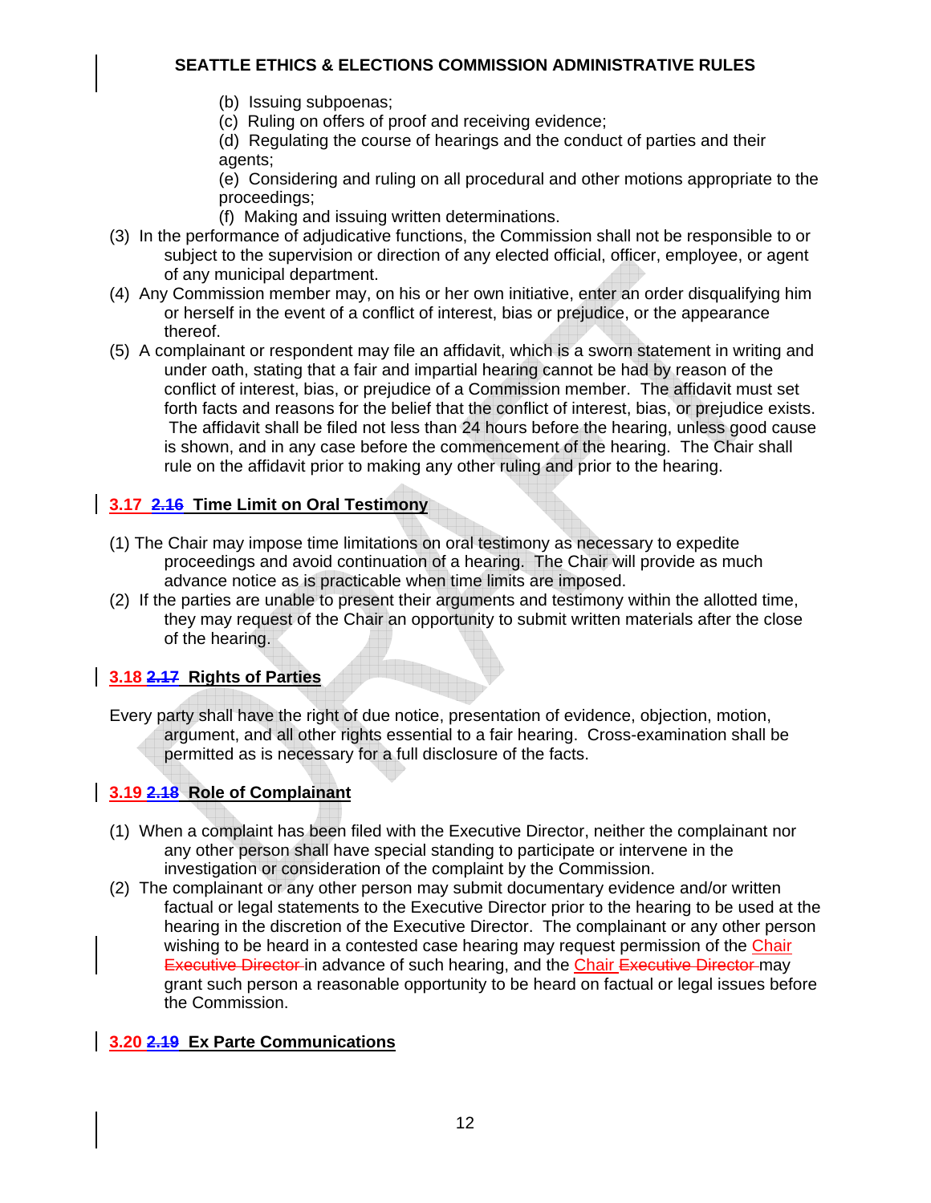(b) Issuing subpoenas;
(c) Ruling on offers of proof and receiving evidence;
(d) Regulating the course of hearings and the conduct of parties and their agents;
(e) Considering and ruling on all procedural and other motions appropriate to the proceedings;
(f) Making and issuing written determinations.

(3) In the performance of adjudicative functions, the Commission shall not be responsible to or subject to the supervision or direction of any elected official, officer, employee, or agent of any municipal department.

(4) Any Commission member may, on his or her own initiative, enter an order disqualifying him or herself in the event of a conflict of interest, bias or prejudice, or the appearance thereof.

(5) A complainant or respondent may file an affidavit, which is a sworn statement in writing and under oath, stating that a fair and impartial hearing cannot be had by reason of the conflict of interest, bias, or prejudice of a Commission member. The affidavit must set forth facts and reasons for the belief that the conflict of interest, bias, or prejudice exists. The affidavit shall be filed not less than 24 hours before the hearing, unless good cause is shown, and in any case before the commencement of the hearing. The Chair shall rule on the affidavit prior to making any other ruling and prior to the hearing.

### 3.17 ~~2.16~~ Time Limit on Oral Testimony

(1) The Chair may impose time limitations on oral testimony as necessary to expedite proceedings and avoid continuation of a hearing. The Chair will provide as much advance notice as is practicable when time limits are imposed.

(2) If the parties are unable to present their arguments and testimony within the allotted time, they may request of the Chair an opportunity to submit written materials after the close of the hearing.

### 3.18 ~~2.17~~ Rights of Parties

Every party shall have the right of due notice, presentation of evidence, objection, motion, argument, and all other rights essential to a fair hearing. Cross-examination shall be permitted as is necessary for a full disclosure of the facts.

### 3.19 ~~2.18~~ Role of Complainant

(1) When a complaint has been filed with the Executive Director, neither the complainant nor any other person shall have special standing to participate or intervene in the investigation or consideration of the complaint by the Commission.

(2) The complainant or any other person may submit documentary evidence and/or written factual or legal statements to the Executive Director prior to the hearing to be used at the hearing in the discretion of the Executive Director. The complainant or any other person wishing to be heard in a contested case hearing may request permission of the Chair ~~Executive Director~~ in advance of such hearing, and the Chair ~~Executive Director~~ may grant such person a reasonable opportunity to be heard on factual or legal issues before the Commission.

### 3.20 ~~2.19~~ Ex Parte Communications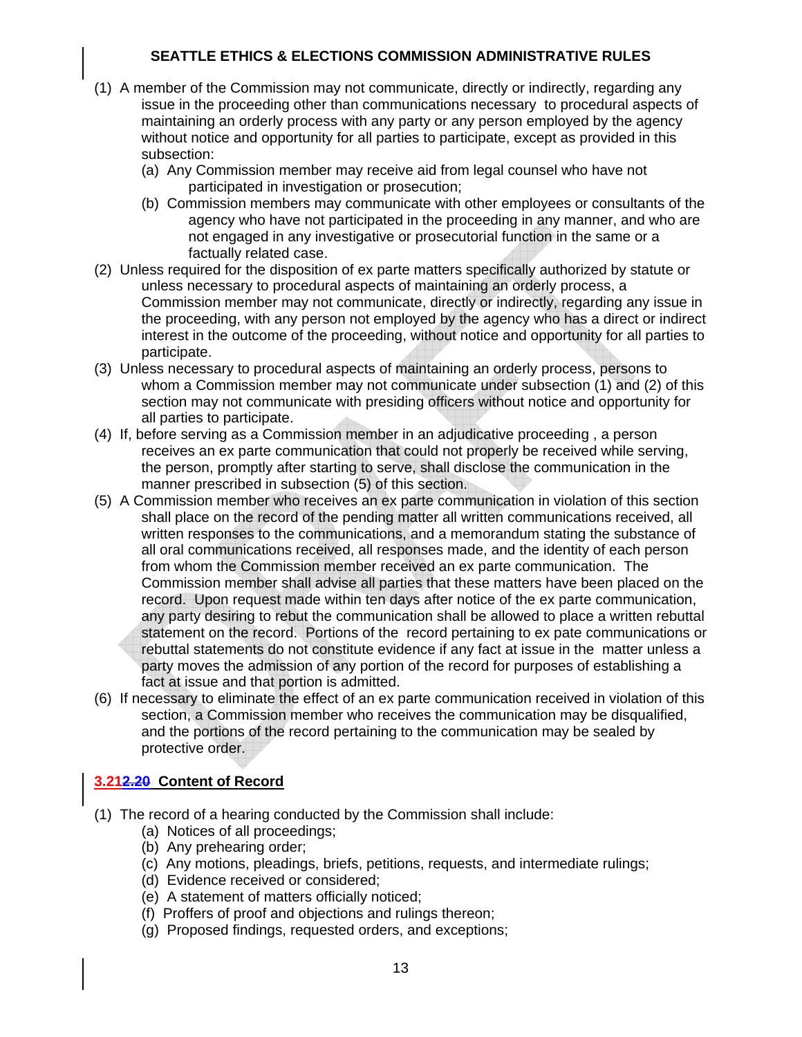(1) A member of the Commission may not communicate, directly or indirectly, regarding any issue in the proceeding other than communications necessary to procedural aspects of maintaining an orderly process with any party or any person employed by the agency without notice and opportunity for all parties to participate, except as provided in this subsection:
   (a) Any Commission member may receive aid from legal counsel who have not participated in investigation or prosecution;
   (b) Commission members may communicate with other employees or consultants of the agency who have not participated in the proceeding in any manner, and who are not engaged in any investigative or prosecutorial function in the same or a factually related case.

(2) Unless required for the disposition of ex parte matters specifically authorized by statute or unless necessary to procedural aspects of maintaining an orderly process, a Commission member may not communicate, directly or indirectly, regarding any issue in the proceeding, with any person not employed by the agency who has a direct or indirect interest in the outcome of the proceeding, without notice and opportunity for all parties to participate.

(3) Unless necessary to procedural aspects of maintaining an orderly process, persons to whom a Commission member may not communicate under subsection (1) and (2) of this section may not communicate with presiding officers without notice and opportunity for all parties to participate.

(4) If, before serving as a Commission member in an adjudicative proceeding , a person receives an ex parte communication that could not properly be received while serving, the person, promptly after starting to serve, shall disclose the communication in the manner prescribed in subsection (5) of this section.

(5) A Commission member who receives an ex parte communication in violation of this section shall place on the record of the pending matter all written communications received, all written responses to the communications, and a memorandum stating the substance of all oral communications received, all responses made, and the identity of each person from whom the Commission member received an ex parte communication. The Commission member shall advise all parties that these matters have been placed on the record. Upon request made within ten days after notice of the ex parte communication, any party desiring to rebut the communication shall be allowed to place a written rebuttal statement on the record. Portions of the record pertaining to ex pate communications or rebuttal statements do not constitute evidence if any fact at issue in the matter unless a party moves the admission of any portion of the record for purposes of establishing a fact at issue and that portion is admitted.

(6) If necessary to eliminate the effect of an ex parte communication received in violation of this section, a Commission member who receives the communication may be disqualified, and the portions of the record pertaining to the communication may be sealed by protective order.

## 3.21~~2.20~~ Content of Record

(1) The record of a hearing conducted by the Commission shall include:
   (a) Notices of all proceedings;
   (b) Any prehearing order;
   (c) Any motions, pleadings, briefs, petitions, requests, and intermediate rulings;
   (d) Evidence received or considered;
   (e) A statement of matters officially noticed;
   (f) Proffers of proof and objections and rulings thereon;
   (g) Proposed findings, requested orders, and exceptions;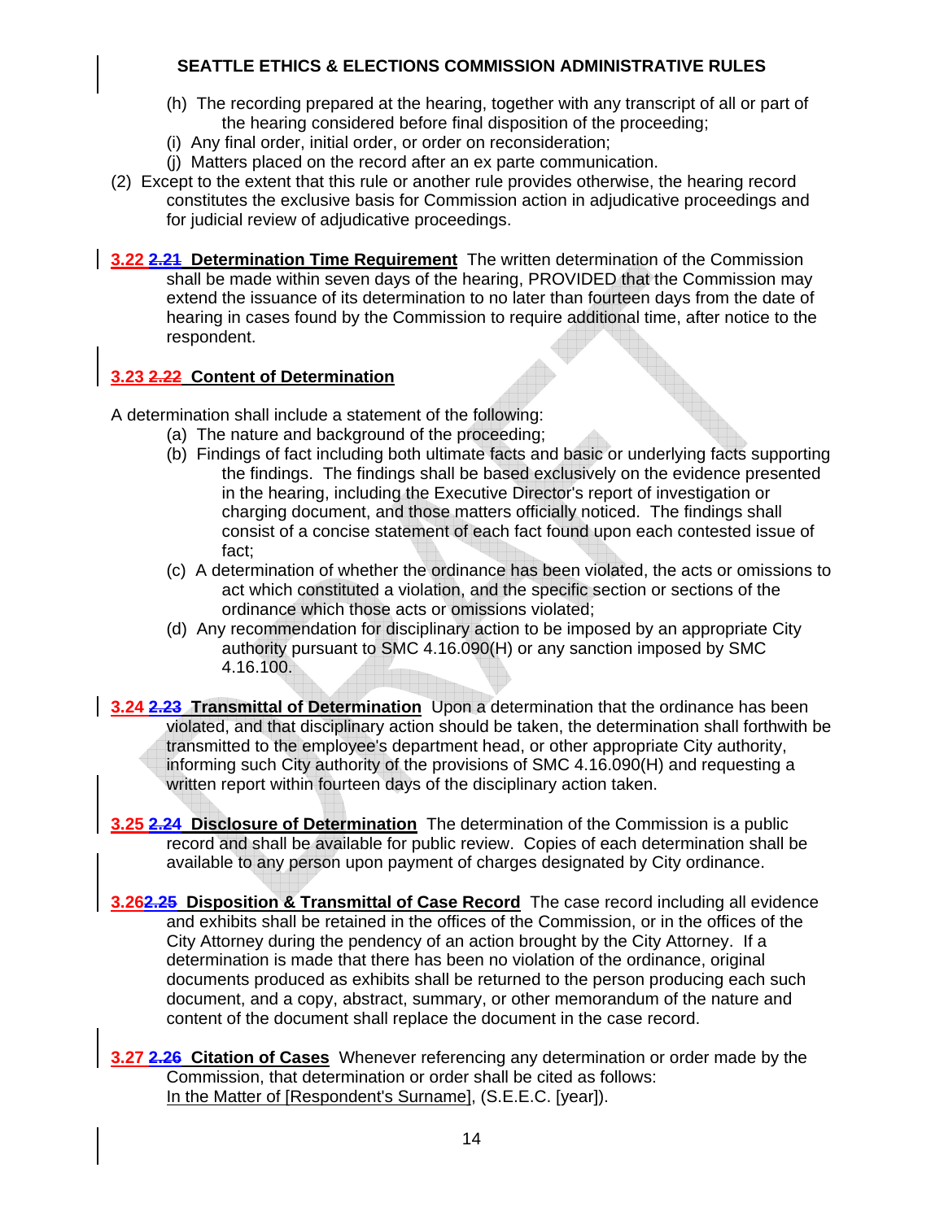(h) The recording prepared at the hearing, together with any transcript of all or part of the hearing considered before final disposition of the proceeding;
(i) Any final order, initial order, or order on reconsideration;
(j) Matters placed on the record after an ex parte communication.

(2) Except to the extent that this rule or another rule provides otherwise, the hearing record constitutes the exclusive basis for Commission action in adjudicative proceedings and for judicial review of adjudicative proceedings.

**3.22 ~~2.21~~ Determination Time Requirement** The written determination of the Commission shall be made within seven days of the hearing, PROVIDED that the Commission may extend the issuance of its determination to no later than fourteen days from the date of hearing in cases found by the Commission to require additional time, after notice to the respondent.

**3.23 ~~2.22~~ Content of Determination**

A determination shall include a statement of the following:

(a) The nature and background of the proceeding;
(b) Findings of fact including both ultimate facts and basic or underlying facts supporting the findings. The findings shall be based exclusively on the evidence presented in the hearing, including the Executive Director's report of investigation or charging document, and those matters officially noticed. The findings shall consist of a concise statement of each fact found upon each contested issue of fact;
(c) A determination of whether the ordinance has been violated, the acts or omissions to act which constituted a violation, and the specific section or sections of the ordinance which those acts or omissions violated;
(d) Any recommendation for disciplinary action to be imposed by an appropriate City authority pursuant to SMC 4.16.090(H) or any sanction imposed by SMC 4.16.100.

**3.24 ~~2.23~~ Transmittal of Determination** Upon a determination that the ordinance has been violated, and that disciplinary action should be taken, the determination shall forthwith be transmitted to the employee's department head, or other appropriate City authority, informing such City authority of the provisions of SMC 4.16.090(H) and requesting a written report within fourteen days of the disciplinary action taken.

**3.25 ~~2.24~~ Disclosure of Determination** The determination of the Commission is a public record and shall be available for public review. Copies of each determination shall be available to any person upon payment of charges designated by City ordinance.

**3.26 ~~2.25~~ Disposition & Transmittal of Case Record** The case record including all evidence and exhibits shall be retained in the offices of the Commission, or in the offices of the City Attorney during the pendency of an action brought by the City Attorney. If a determination is made that there has been no violation of the ordinance, original documents produced as exhibits shall be returned to the person producing each such document, and a copy, abstract, summary, or other memorandum of the nature and content of the document shall replace the document in the case record.

**3.27 ~~2.26~~ Citation of Cases** Whenever referencing any determination or order made by the Commission, that determination or order shall be cited as follows:
<u>In the Matter of [Respondent's Surname]</u>, (S.E.E.C. [year]).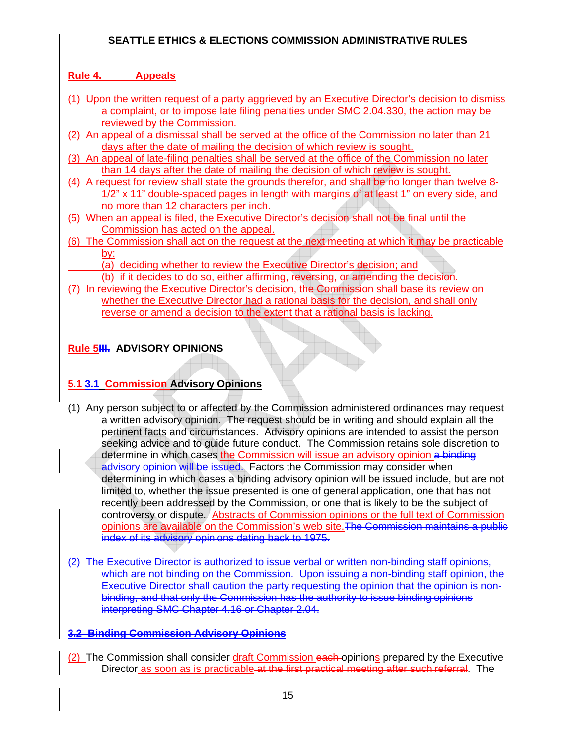**Rule 4. Appeals**

(1) Upon the written request of a party aggrieved by an Executive Director's decision to dismiss a complaint, or to impose late filing penalties under SMC 2.04.330, the action may be reviewed by the Commission.

(2) An appeal of a dismissal shall be served at the office of the Commission no later than 21 days after the date of mailing the decision of which review is sought.

(3) An appeal of late-filing penalties shall be served at the office of the Commission no later than 14 days after the date of mailing the decision of which review is sought.

(4) A request for review shall state the grounds therefor, and shall be no longer than twelve 8-1/2" x 11" double-spaced pages in length with margins of at least 1" on every side, and no more than 12 characters per inch.

(5) When an appeal is filed, the Executive Director's decision shall not be final until the Commission has acted on the appeal.

(6) The Commission shall act on the request at the next meeting at which it may be practicable by:

(a) deciding whether to review the Executive Director's decision; and

(b) if it decides to do so, either affirming, reversing, or amending the decision.

(7) In reviewing the Executive Director's decision, the Commission shall base its review on whether the Executive Director had a rational basis for the decision, and shall only reverse or amend a decision to the extent that a rational basis is lacking.

**Rule 5~~III~~. ADVISORY OPINIONS**

**5.1 ~~3.1~~ Commission Advisory Opinions**

(1) Any person subject to or affected by the Commission administered ordinances may request a written advisory opinion. The request should be in writing and should explain all the pertinent facts and circumstances. Advisory opinions are intended to assist the person seeking advice and to guide future conduct. The Commission retains sole discretion to determine in which cases the Commission will issue an advisory opinion ~~a binding advisory opinion will be issued.~~ Factors the Commission may consider when determining in which cases a binding advisory opinion will be issued include, but are not limited to, whether the issue presented is one of general application, one that has not recently been addressed by the Commission, or one that is likely to be the subject of controversy or dispute. Abstracts of Commission opinions or the full text of Commission opinions are available on the Commission's web site.~~The Commission maintains a public index of its advisory opinions dating back to 1975.~~

~~(2) The Executive Director is authorized to issue verbal or written non-binding staff opinions, which are not binding on the Commission. Upon issuing a non-binding staff opinion, the Executive Director shall caution the party requesting the opinion that the opinion is non-binding, and that only the Commission has the authority to issue binding opinions interpreting SMC Chapter 4.16 or Chapter 2.04.~~

~~**3.2 Binding Commission Advisory Opinions**~~

(2) The Commission shall consider draft Commission ~~each~~ opinions prepared by the Executive Director as soon as is practicable ~~at the first practical meeting after such referral~~. The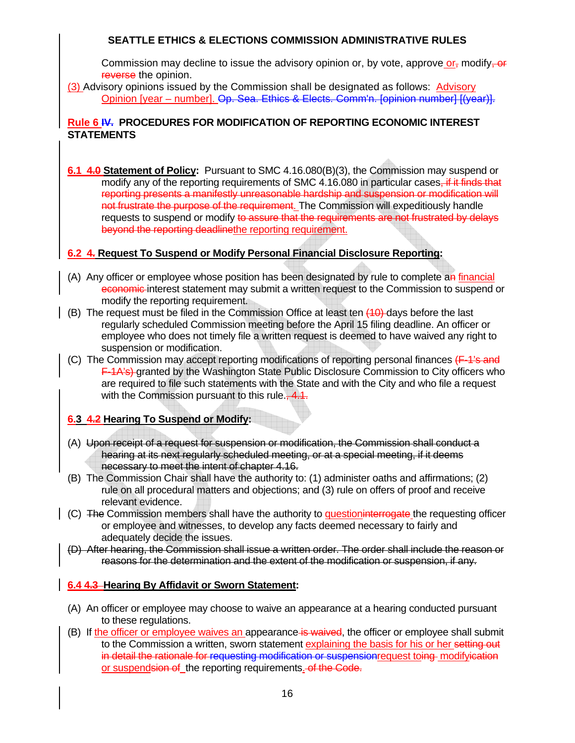Commission may decline to issue the advisory opinion or, by vote, approve or~~,~~ modify~~, or reverse~~ the opinion.

(3) Advisory opinions issued by the Commission shall be designated as follows: Advisory Opinion [year – number]. ~~Op. Sea. Ethics & Elects. Comm'n. [opinion number] [(year)].~~

## Rule 6 ~~IV.~~ PROCEDURES FOR MODIFICATION OF REPORTING ECONOMIC INTEREST STATEMENTS

**6.1 ~~4.0~~ Statement of Policy:** Pursuant to SMC 4.16.080(B)(3), the Commission may suspend or modify any of the reporting requirements of SMC 4.16.080 in particular cases~~, if it finds that reporting presents a manifestly unreasonable hardship and suspension or modification will not frustrate the purpose of the requirement~~. The Commission will expeditiously handle requests to suspend or modify ~~to assure that the requirements are not frustrated by delays beyond the reporting deadline~~the reporting requirement.

**6.2 ~~4.~~ Request To Suspend or Modify Personal Financial Disclosure Reporting:**

(A) Any officer or employee whose position has been designated by rule to complete a~~n~~ financial ~~economic~~ interest statement may submit a written request to the Commission to suspend or modify the reporting requirement.

(B) The request must be filed in the Commission Office at least ten ~~(10)~~ days before the last regularly scheduled Commission meeting before the April 15 filing deadline. An officer or employee who does not timely file a written request is deemed to have waived any right to suspension or modification.

(C) The Commission may accept reporting modifications of reporting personal finances ~~(F-1's and F-1A's)~~ granted by the Washington State Public Disclosure Commission to City officers who are required to file such statements with the State and with the City and who file a request with the Commission pursuant to this rule.~~, 4.1.~~

**6.3 ~~4.2~~ Hearing To Suspend or Modify:**

(A) ~~Upon receipt of a request for suspension or modification, the Commission shall conduct a hearing at its next regularly scheduled meeting, or at a special meeting, if it deems necessary to meet the intent of chapter 4.16.~~

(B) The Commission Chair shall have the authority to: (1) administer oaths and affirmations; (2) rule on all procedural matters and objections; and (3) rule on offers of proof and receive relevant evidence.

(C) ~~The~~ Commission members shall have the authority to question~~interrogate~~ the requesting officer or employee and witnesses, to develop any facts deemed necessary to fairly and adequately decide the issues.

~~(D) After hearing, the Commission shall issue a written order. The order shall include the reason or reasons for the determination and the extent of the modification or suspension, if any.~~

**6.4 ~~4.3~~ Hearing By Affidavit or Sworn Statement:**

(A) An officer or employee may choose to waive an appearance at a hearing conducted pursuant to these regulations.

(B) If the officer or employee waives an appearance ~~is waived~~, the officer or employee shall submit to the Commission a written, sworn statement explaining the basis for his or her ~~setting out in detail the rationale for requesting modification or suspension~~request to~~ing~~ modify~~ication~~ or suspend~~sion of~~ the reporting requirements.~~ of the Code.~~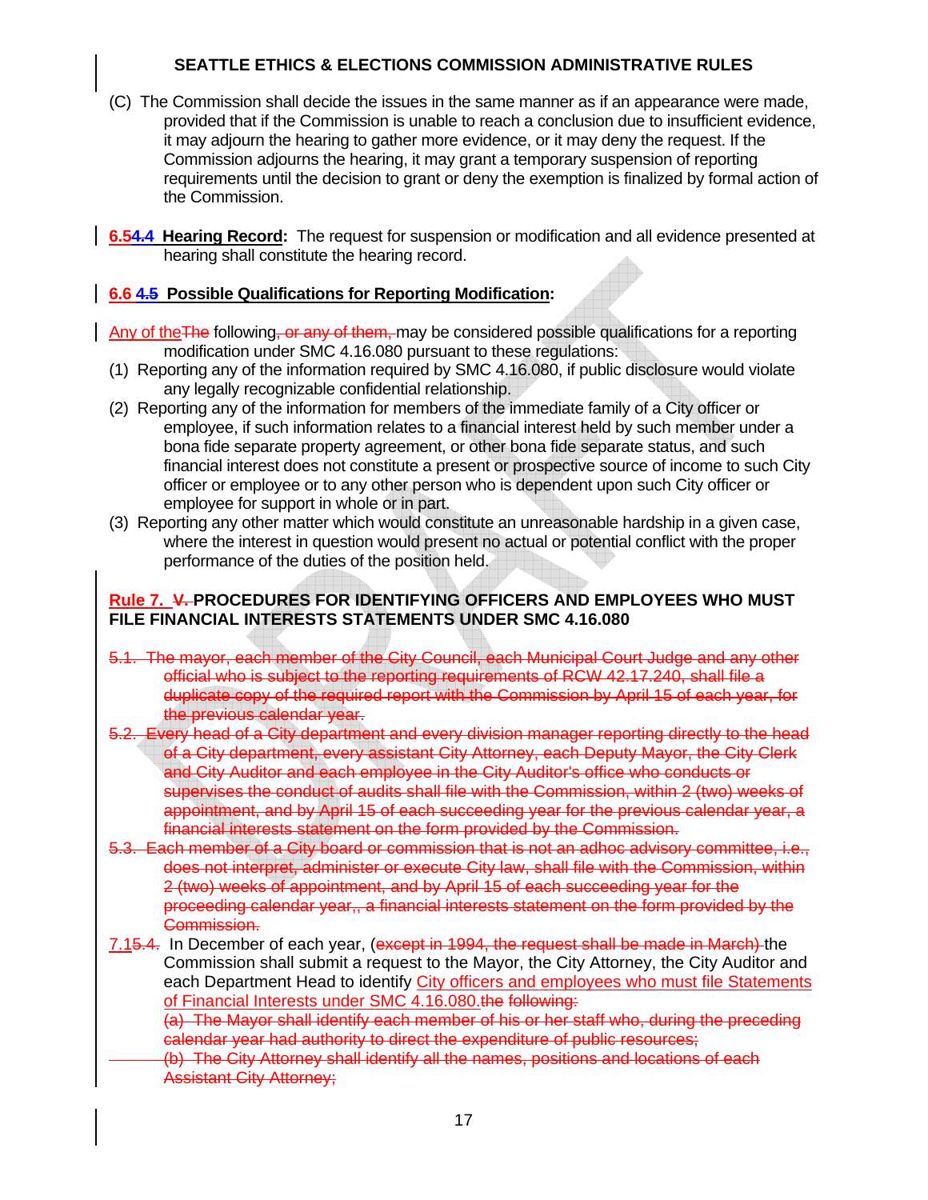(C) The Commission shall decide the issues in the same manner as if an appearance were made, provided that if the Commission is unable to reach a conclusion due to insufficient evidence, it may adjourn the hearing to gather more evidence, or it may deny the request. If the Commission adjourns the hearing, it may grant a temporary suspension of reporting requirements until the decision to grant or deny the exemption is finalized by formal action of the Commission.

**6.5~~4.4~~ Hearing Record:** The request for suspension or modification and all evidence presented at hearing shall constitute the hearing record.

**6.6 ~~4.5~~ Possible Qualifications for Reporting Modification:**

Any of the~~The~~ following~~, or any of them,~~ may be considered possible qualifications for a reporting modification under SMC 4.16.080 pursuant to these regulations:

(1) Reporting any of the information required by SMC 4.16.080, if public disclosure would violate any legally recognizable confidential relationship.

(2) Reporting any of the information for members of the immediate family of a City officer or employee, if such information relates to a financial interest held by such member under a bona fide separate property agreement, or other bona fide separate status, and such financial interest does not constitute a present or prospective source of income to such City officer or employee or to any other person who is dependent upon such City officer or employee for support in whole or in part.

(3) Reporting any other matter which would constitute an unreasonable hardship in a given case, where the interest in question would present no actual or potential conflict with the proper performance of the duties of the position held.

## Rule 7. ~~V.~~ PROCEDURES FOR IDENTIFYING OFFICERS AND EMPLOYEES WHO MUST FILE FINANCIAL INTERESTS STATEMENTS UNDER SMC 4.16.080

~~5.1. The mayor, each member of the City Council, each Municipal Court Judge and any other official who is subject to the reporting requirements of RCW 42.17.240, shall file a duplicate copy of the required report with the Commission by April 15 of each year, for the previous calendar year.~~

~~5.2. Every head of a City department and every division manager reporting directly to the head of a City department, every assistant City Attorney, each Deputy Mayor, the City Clerk and City Auditor and each employee in the City Auditor's office who conducts or supervises the conduct of audits shall file with the Commission, within 2 (two) weeks of appointment, and by April 15 of each succeeding year for the previous calendar year, a financial interests statement on the form provided by the Commission.~~

~~5.3. Each member of a City board or commission that is not an adhoc advisory committee, i.e., does not interpret, administer or execute City law, shall file with the Commission, within 2 (two) weeks of appointment, and by April 15 of each succeeding year for the proceeding calendar year,, a financial interests statement on the form provided by the Commission.~~

7.1~~5.4.~~ In December of each year, (~~except in 1994, the request shall be made in March)~~ the Commission shall submit a request to the Mayor, the City Attorney, the City Auditor and each Department Head to identify City officers and employees who must file Statements of Financial Interests under SMC 4.16.080.~~the following:~~

~~(a) The Mayor shall identify each member of his or her staff who, during the preceding calendar year had authority to direct the expenditure of public resources;~~

~~(b) The City Attorney shall identify all the names, positions and locations of each Assistant City Attorney;~~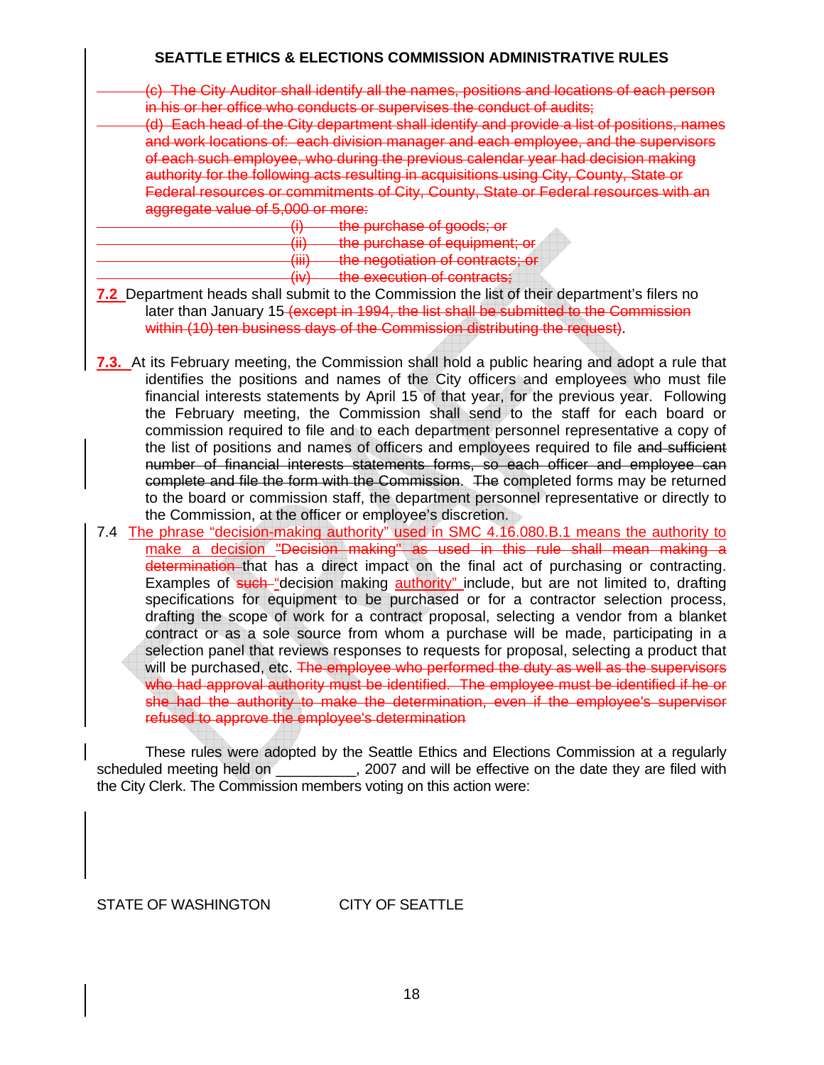**SEATTLE ETHICS & ELECTIONS COMMISSION ADMINISTRATIVE RULES**

~~(c) The City Auditor shall identify all the names, positions and locations of each person in his or her office who conducts or supervises the conduct of audits;~~

~~(d) Each head of the City department shall identify and provide a list of positions, names and work locations of: each division manager and each employee, and the supervisors of each such employee, who during the previous calendar year had decision making authority for the following acts resulting in acquisitions using City, County, State or Federal resources or commitments of City, County, State or Federal resources with an aggregate value of 5,000 or more:~~

~~(i) the purchase of goods; or~~
~~(ii) the purchase of equipment; or~~
~~(iii) the negotiation of contracts; or~~
~~(iv) the execution of contracts;~~

**7.2** Department heads shall submit to the Commission the list of their department's filers no later than January 15~~(except in 1994, the list shall be submitted to the Commission within (10) ten business days of the Commission distributing the request)~~.

**7.3.** At its February meeting, the Commission shall hold a public hearing and adopt a rule that identifies the positions and names of the City officers and employees who must file financial interests statements by April 15 of that year, for the previous year. Following the February meeting, the Commission shall send to the staff for each board or commission required to file and to each department personnel representative a copy of the list of positions and names of officers and employees required to file ~~and sufficient number of financial interests statements forms, so each officer and employee can complete and file the form with the Commission~~. The completed forms may be returned to the board or commission staff, the department personnel representative or directly to the Commission, at the officer or employee's discretion.

7.4 The phrase "decision-making authority" used in SMC 4.16.080.B.1 means the authority to make a decision ~~"Decision making" as used in this rule shall mean making a determination~~ that has a direct impact on the final act of purchasing or contracting. Examples of ~~such~~ "decision making authority" include, but are not limited to, drafting specifications for equipment to be purchased or for a contractor selection process, drafting the scope of work for a contract proposal, selecting a vendor from a blanket contract or as a sole source from whom a purchase will be made, participating in a selection panel that reviews responses to requests for proposal, selecting a product that will be purchased, etc. ~~The employee who performed the duty as well as the supervisors who had approval authority must be identified. The employee must be identified if he or she had the authority to make the determination, even if the employee's supervisor refused to approve the employee's determination~~

These rules were adopted by the Seattle Ethics and Elections Commission at a regularly scheduled meeting held on __________, 2007 and will be effective on the date they are filed with the City Clerk. The Commission members voting on this action were:

STATE OF WASHINGTON CITY OF SEATTLE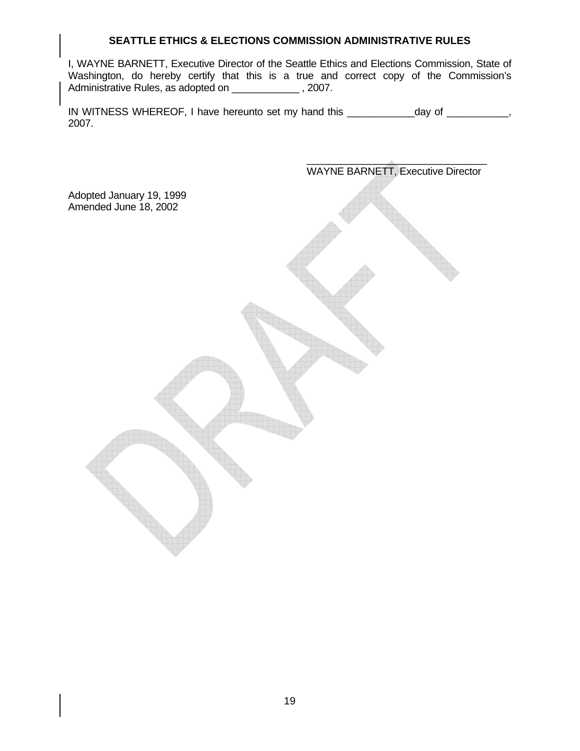**SEATTLE ETHICS & ELECTIONS COMMISSION ADMINISTRATIVE RULES**

I, WAYNE BARNETT, Executive Director of the Seattle Ethics and Elections Commission, State of Washington, do hereby certify that this is a true and correct copy of the Commission's Administrative Rules, as adopted on ____________ , 2007.

IN WITNESS WHEREOF, I have hereunto set my hand this ____________day of ___________, 2007.

_________________________________
WAYNE BARNETT, Executive Director

Adopted January 19, 1999
Amended June 18, 2002